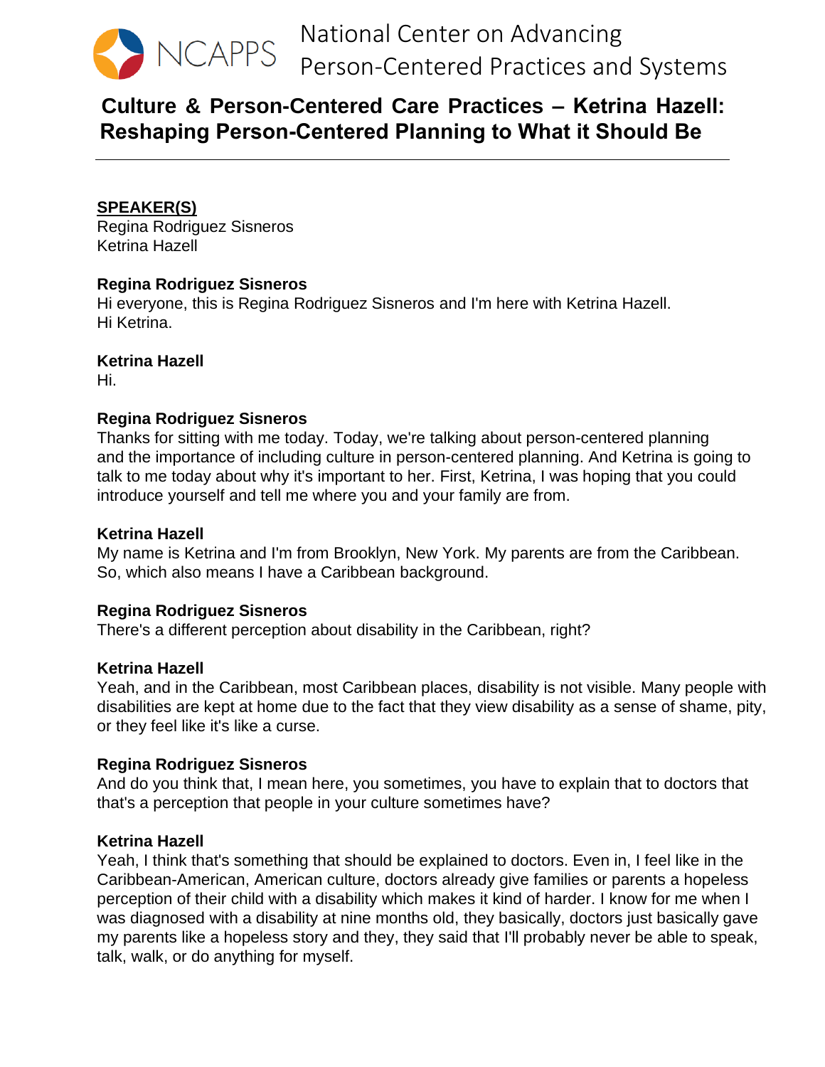National Center on Advancing Person-Centered Practices and Systems

# Culture & Person-Centered Care Practices – Ketrina Hazell: Reshaping Person-Centered Planning to What it Should Be

---

**SPEAKER(S)**

Regina Rodriguez Sisneros
Ketrina Hazell

**Regina Rodriguez Sisneros**
Hi everyone, this is Regina Rodriguez Sisneros and I'm here with Ketrina Hazell. Hi Ketrina.

**Ketrina Hazell**
Hi.

**Regina Rodriguez Sisneros**
Thanks for sitting with me today. Today, we're talking about person-centered planning and the importance of including culture in person-centered planning. And Ketrina is going to talk to me today about why it's important to her. First, Ketrina, I was hoping that you could introduce yourself and tell me where you and your family are from.

**Ketrina Hazell**
My name is Ketrina and I'm from Brooklyn, New York. My parents are from the Caribbean. So, which also means I have a Caribbean background.

**Regina Rodriguez Sisneros**
There's a different perception about disability in the Caribbean, right?

**Ketrina Hazell**
Yeah, and in the Caribbean, most Caribbean places, disability is not visible. Many people with disabilities are kept at home due to the fact that they view disability as a sense of shame, pity, or they feel like it's like a curse.

**Regina Rodriguez Sisneros**
And do you think that, I mean here, you sometimes, you have to explain that to doctors that that's a perception that people in your culture sometimes have?

**Ketrina Hazell**
Yeah, I think that's something that should be explained to doctors. Even in, I feel like in the Caribbean-American, American culture, doctors already give families or parents a hopeless perception of their child with a disability which makes it kind of harder. I know for me when I was diagnosed with a disability at nine months old, they basically, doctors just basically gave my parents like a hopeless story and they, they said that I'll probably never be able to speak, talk, walk, or do anything for myself.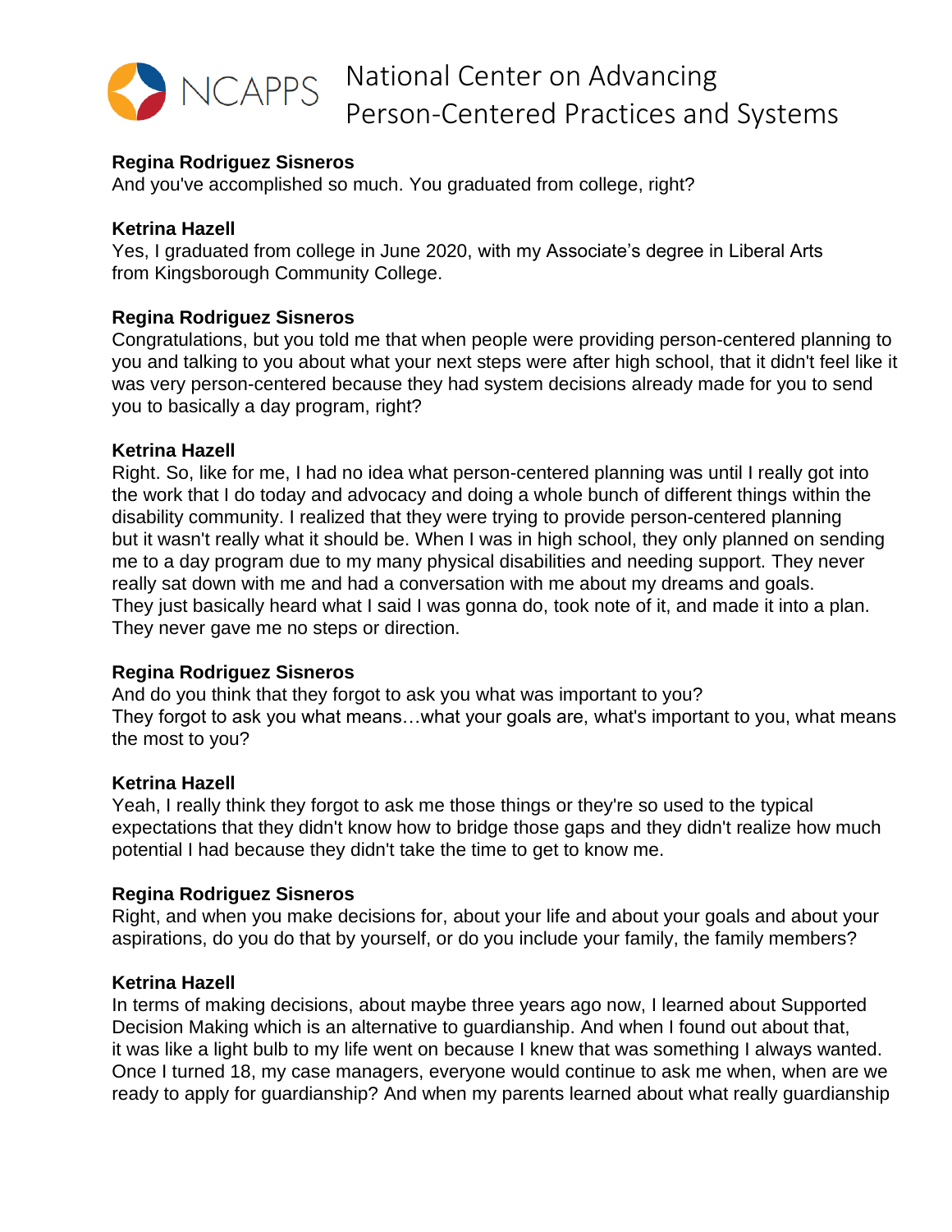**Regina Rodriguez Sisneros**
And you've accomplished so much. You graduated from college, right?

**Ketrina Hazell**
Yes, I graduated from college in June 2020, with my Associate's degree in Liberal Arts from Kingsborough Community College.

**Regina Rodriguez Sisneros**
Congratulations, but you told me that when people were providing person-centered planning to you and talking to you about what your next steps were after high school, that it didn't feel like it was very person-centered because they had system decisions already made for you to send you to basically a day program, right?

**Ketrina Hazell**
Right. So, like for me, I had no idea what person-centered planning was until I really got into the work that I do today and advocacy and doing a whole bunch of different things within the disability community. I realized that they were trying to provide person-centered planning but it wasn't really what it should be. When I was in high school, they only planned on sending me to a day program due to my many physical disabilities and needing support. They never really sat down with me and had a conversation with me about my dreams and goals. They just basically heard what I said I was gonna do, took note of it, and made it into a plan. They never gave me no steps or direction.

**Regina Rodriguez Sisneros**
And do you think that they forgot to ask you what was important to you? They forgot to ask you what means…what your goals are, what's important to you, what means the most to you?

**Ketrina Hazell**
Yeah, I really think they forgot to ask me those things or they're so used to the typical expectations that they didn't know how to bridge those gaps and they didn't realize how much potential I had because they didn't take the time to get to know me.

**Regina Rodriguez Sisneros**
Right, and when you make decisions for, about your life and about your goals and about your aspirations, do you do that by yourself, or do you include your family, the family members?

**Ketrina Hazell**
In terms of making decisions, about maybe three years ago now, I learned about Supported Decision Making which is an alternative to guardianship. And when I found out about that, it was like a light bulb to my life went on because I knew that was something I always wanted. Once I turned 18, my case managers, everyone would continue to ask me when, when are we ready to apply for guardianship? And when my parents learned about what really guardianship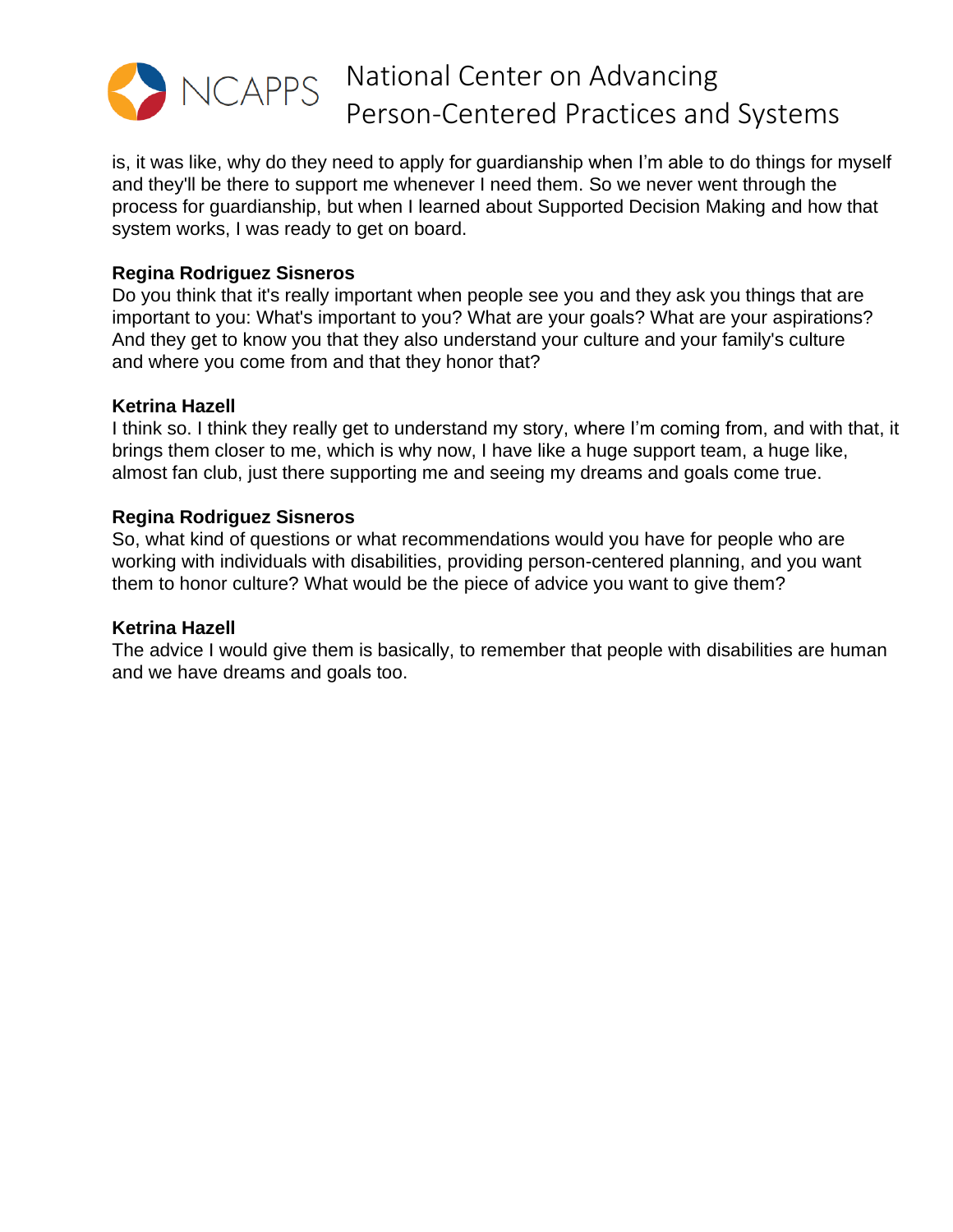is, it was like, why do they need to apply for guardianship when I'm able to do things for myself and they'll be there to support me whenever I need them. So we never went through the process for guardianship, but when I learned about Supported Decision Making and how that system works, I was ready to get on board.

**Regina Rodriguez Sisneros**
Do you think that it's really important when people see you and they ask you things that are important to you: What's important to you? What are your goals? What are your aspirations? And they get to know you that they also understand your culture and your family's culture and where you come from and that they honor that?

**Ketrina Hazell**
I think so. I think they really get to understand my story, where I'm coming from, and with that, it brings them closer to me, which is why now, I have like a huge support team, a huge like, almost fan club, just there supporting me and seeing my dreams and goals come true.

**Regina Rodriguez Sisneros**
So, what kind of questions or what recommendations would you have for people who are working with individuals with disabilities, providing person-centered planning, and you want them to honor culture? What would be the piece of advice you want to give them?

**Ketrina Hazell**
The advice I would give them is basically, to remember that people with disabilities are human and we have dreams and goals too.